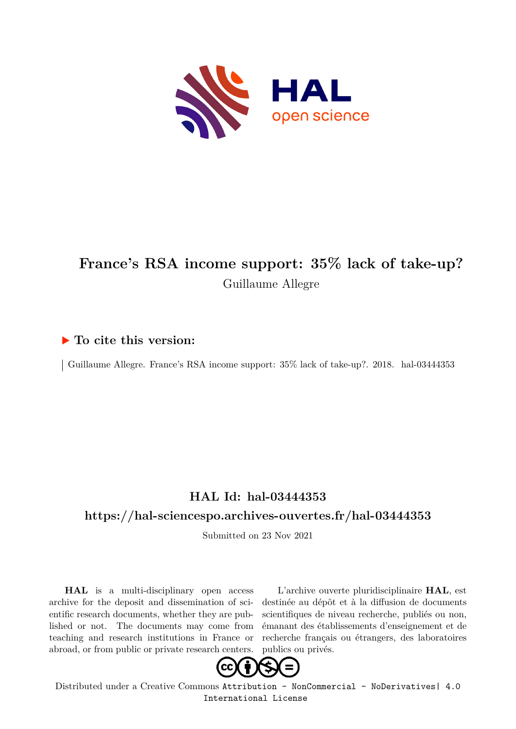# France's RSA income support: 35% lack of take-up?

Guillaume Allegre

## ▶ To cite this version:

Guillaume Allegre. France's RSA income support: 35% lack of take-up?. 2018. hal-03444353

## HAL Id: hal-03444353

## https://hal-sciencespo.archives-ouvertes.fr/hal-03444353

Submitted on 23 Nov 2021

**HAL** is a multi-disciplinary open access archive for the deposit and dissemination of scientific research documents, whether they are published or not. The documents may come from teaching and research institutions in France or abroad, or from public or private research centers.

L'archive ouverte pluridisciplinaire **HAL**, est destinée au dépôt et à la diffusion de documents scientifiques de niveau recherche, publiés ou non, émanant des établissements d'enseignement et de recherche français ou étrangers, des laboratoires publics ou privés.

Distributed under a Creative Commons Attribution - NonCommercial - NoDerivatives| 4.0 International License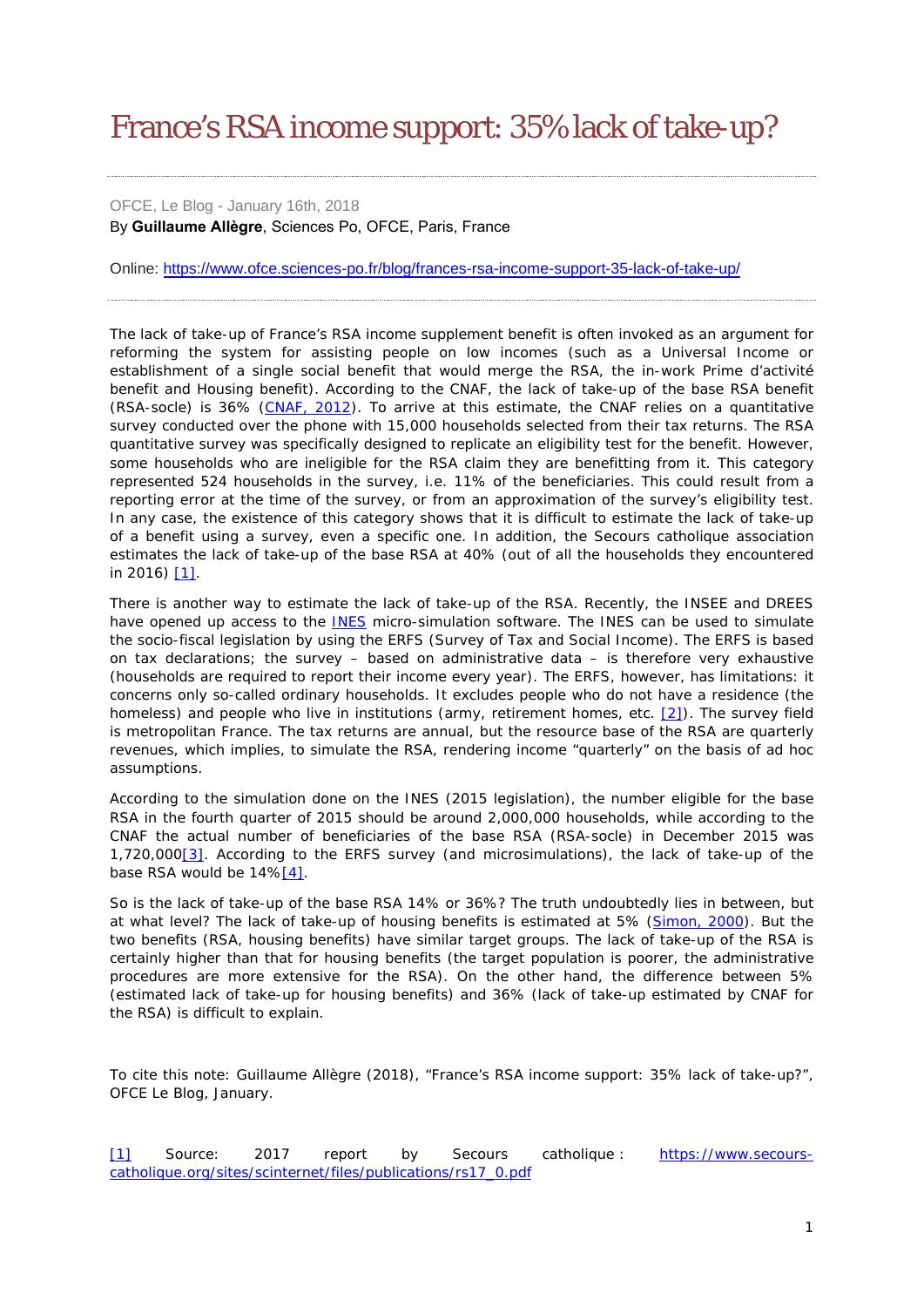# France's RSA income support: 35% lack of take-up?

OFCE, Le Blog - January 16th, 2018

By **Guillaume Allègre**, Sciences Po, OFCE, Paris, France

Online: https://www.ofce.sciences-po.fr/blog/frances-rsa-income-support-35-lack-of-take-up/

The lack of take-up of France's RSA income supplement benefit is often invoked as an argument for reforming the system for assisting people on low incomes (such as a Universal Income or establishment of a single social benefit that would merge the RSA, the in-work Prime d'activité benefit and Housing benefit). According to the CNAF, the lack of take-up of the base RSA benefit (RSA-socle) is 36% (CNAF, 2012). To arrive at this estimate, the CNAF relies on a quantitative survey conducted over the phone with 15,000 households selected from their tax returns. The RSA quantitative survey was specifically designed to replicate an eligibility test for the benefit. However, some households who are ineligible for the RSA claim they are benefitting from it. This category represented 524 households in the survey, i.e. 11% of the beneficiaries. This could result from a reporting error at the time of the survey, or from an approximation of the survey's eligibility test. In any case, the existence of this category shows that it is difficult to estimate the lack of take-up of a benefit using a survey, even a specific one. In addition, the Secours catholique association estimates the lack of take-up of the base RSA at 40% (out of all the households they encountered in 2016) [1].

There is another way to estimate the lack of take-up of the RSA. Recently, the INSEE and DREES have opened up access to the INES micro-simulation software. The INES can be used to simulate the socio-fiscal legislation by using the ERFS (Survey of Tax and Social Income). The ERFS is based on tax declarations; the survey – based on administrative data – is therefore very exhaustive (households are required to report their income every year). The ERFS, however, has limitations: it concerns only so-called ordinary households. It excludes people who do not have a residence (the homeless) and people who live in institutions (army, retirement homes, etc. [2]). The survey field is metropolitan France. The tax returns are annual, but the resource base of the RSA are quarterly revenues, which implies, to simulate the RSA, rendering income "quarterly" on the basis of ad hoc assumptions.

According to the simulation done on the INES (2015 legislation), the number eligible for the base RSA in the fourth quarter of 2015 should be around 2,000,000 households, while according to the CNAF the actual number of beneficiaries of the base RSA (RSA-socle) in December 2015 was 1,720,000[3]. According to the ERFS survey (and microsimulations), the lack of take-up of the base RSA would be 14%[4].

So is the lack of take-up of the base RSA 14% or 36%? The truth undoubtedly lies in between, but at what level? The lack of take-up of housing benefits is estimated at 5% (Simon, 2000). But the two benefits (RSA, housing benefits) have similar target groups. The lack of take-up of the RSA is certainly higher than that for housing benefits (the target population is poorer, the administrative procedures are more extensive for the RSA). On the other hand, the difference between 5% (estimated lack of take-up for housing benefits) and 36% (lack of take-up estimated by CNAF for the RSA) is difficult to explain.

To cite this note: Guillaume Allègre (2018), "France's RSA income support: 35% lack of take-up?", OFCE Le Blog, January.

[1] Source: 2017 report by Secours catholique : https://www.secours-catholique.org/sites/scinternet/files/publications/rs17_0.pdf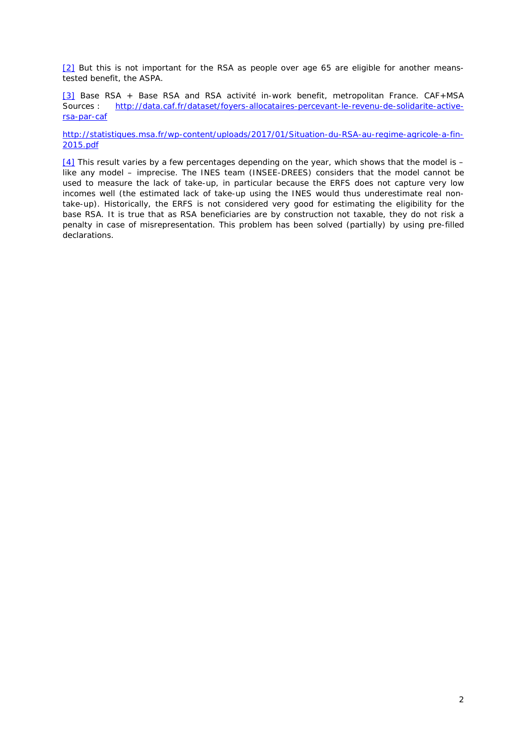[2] But this is not important for the RSA as people over age 65 are eligible for another means-tested benefit, the ASPA.

[3] Base RSA + Base RSA and RSA activité in-work benefit, metropolitan France. CAF+MSA Sources : http://data.caf.fr/dataset/foyers-allocataires-percevant-le-revenu-de-solidarite-active-rsa-par-caf

http://statistiques.msa.fr/wp-content/uploads/2017/01/Situation-du-RSA-au-regime-agricole-a-fin-2015.pdf

[4] This result varies by a few percentages depending on the year, which shows that the model is – like any model – imprecise. The INES team (INSEE-DREES) considers that the model cannot be used to measure the lack of take-up, in particular because the ERFS does not capture very low incomes well (the estimated lack of take-up using the INES would thus underestimate real non-take-up). Historically, the ERFS is not considered very good for estimating the eligibility for the base RSA. It is true that as RSA beneficiaries are by construction not taxable, they do not risk a penalty in case of misrepresentation. This problem has been solved (partially) by using pre-filled declarations.